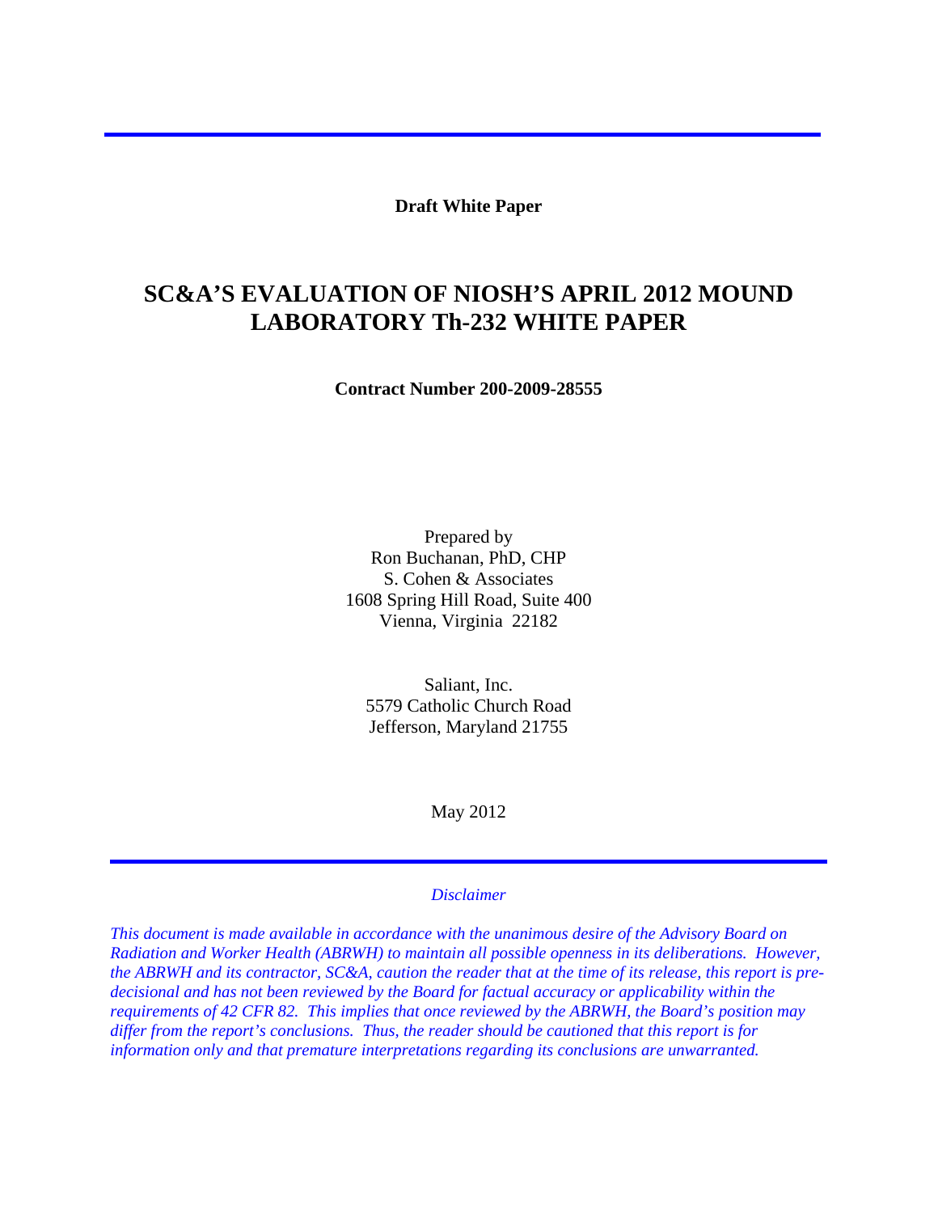**Draft White Paper**

# SC&A'S EVALUATION OF NIOSH'S APRIL 2012 MOUND LABORATORY Th-232 WHITE PAPER

**Contract Number 200-2009-28555**

Prepared by
Ron Buchanan, PhD, CHP
S. Cohen & Associates
1608 Spring Hill Road, Suite 400
Vienna, Virginia 22182

Saliant, Inc.
5579 Catholic Church Road
Jefferson, Maryland 21755

May 2012

*Disclaimer*

*This document is made available in accordance with the unanimous desire of the Advisory Board on Radiation and Worker Health (ABRWH) to maintain all possible openness in its deliberations. However, the ABRWH and its contractor, SC&A, caution the reader that at the time of its release, this report is pre-decisional and has not been reviewed by the Board for factual accuracy or applicability within the requirements of 42 CFR 82. This implies that once reviewed by the ABRWH, the Board's position may differ from the report's conclusions. Thus, the reader should be cautioned that this report is for information only and that premature interpretations regarding its conclusions are unwarranted.*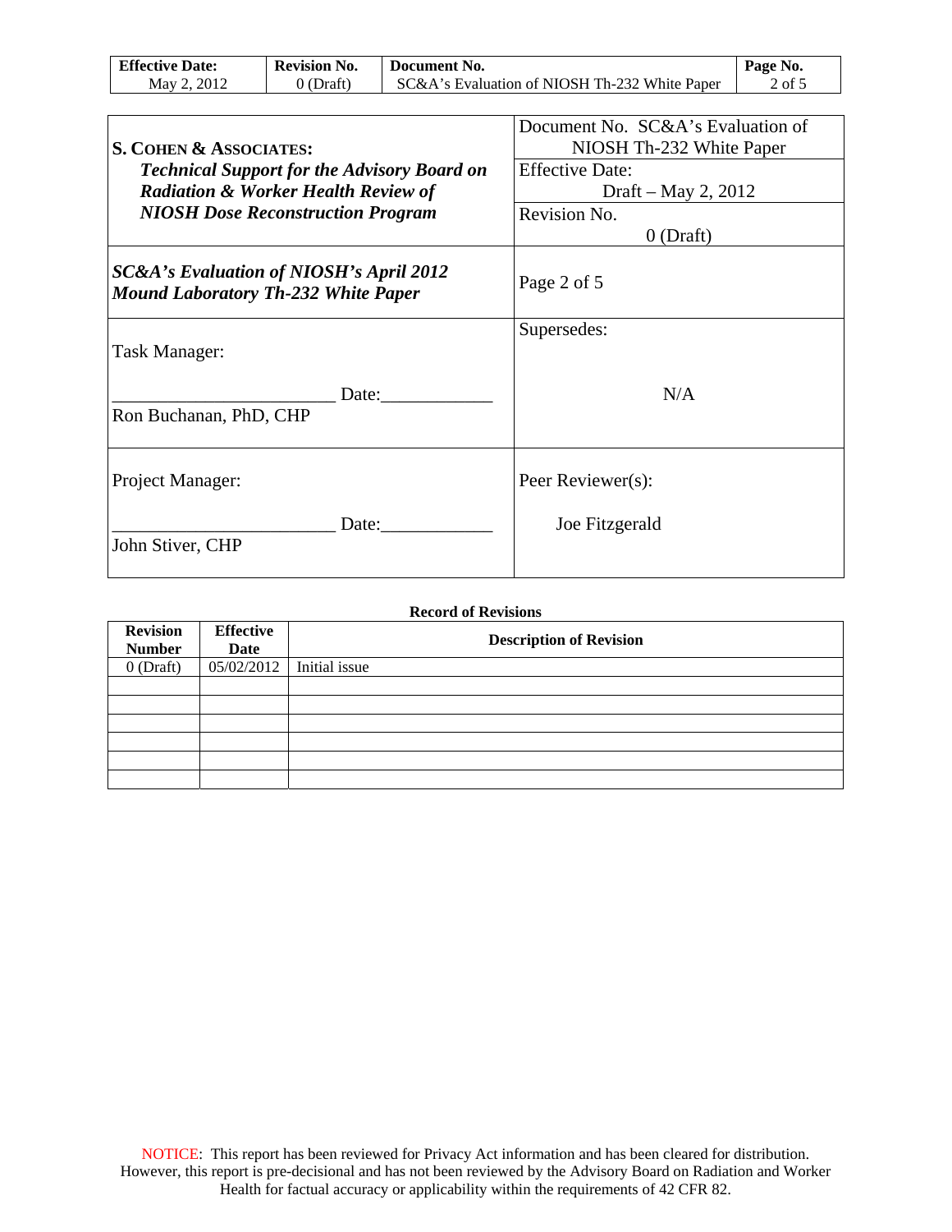| **S. Cohen & Associates:** *Technical Support for the Advisory Board on Radiation & Worker Health Review of NIOSH Dose Reconstruction Program* | Document No. SC&A's Evaluation of NIOSH Th-232 White Paper<br>Effective Date: Draft – May 2, 2012<br>Revision No. 0 (Draft) |
|---|---|
| ***SC&A's Evaluation of NIOSH's April 2012 Mound Laboratory Th-232 White Paper*** | Page 2 of 5 |
| Task Manager:<br><br>________________________ Date:____________<br>Ron Buchanan, PhD, CHP | Supersedes:<br><br>N/A |
| Project Manager:<br><br>________________________ Date:____________<br>John Stiver, CHP | Peer Reviewer(s):<br><br>Joe Fitzgerald |

**Record of Revisions**

| Revision Number | Effective Date | Description of Revision |
|---|---|---|
| 0 (Draft) | 05/02/2012 | Initial issue |
| | | |
| | | |
| | | |
| | | |
| | | |
| | | |

NOTICE: This report has been reviewed for Privacy Act information and has been cleared for distribution. However, this report is pre-decisional and has not been reviewed by the Advisory Board on Radiation and Worker Health for factual accuracy or applicability within the requirements of 42 CFR 82.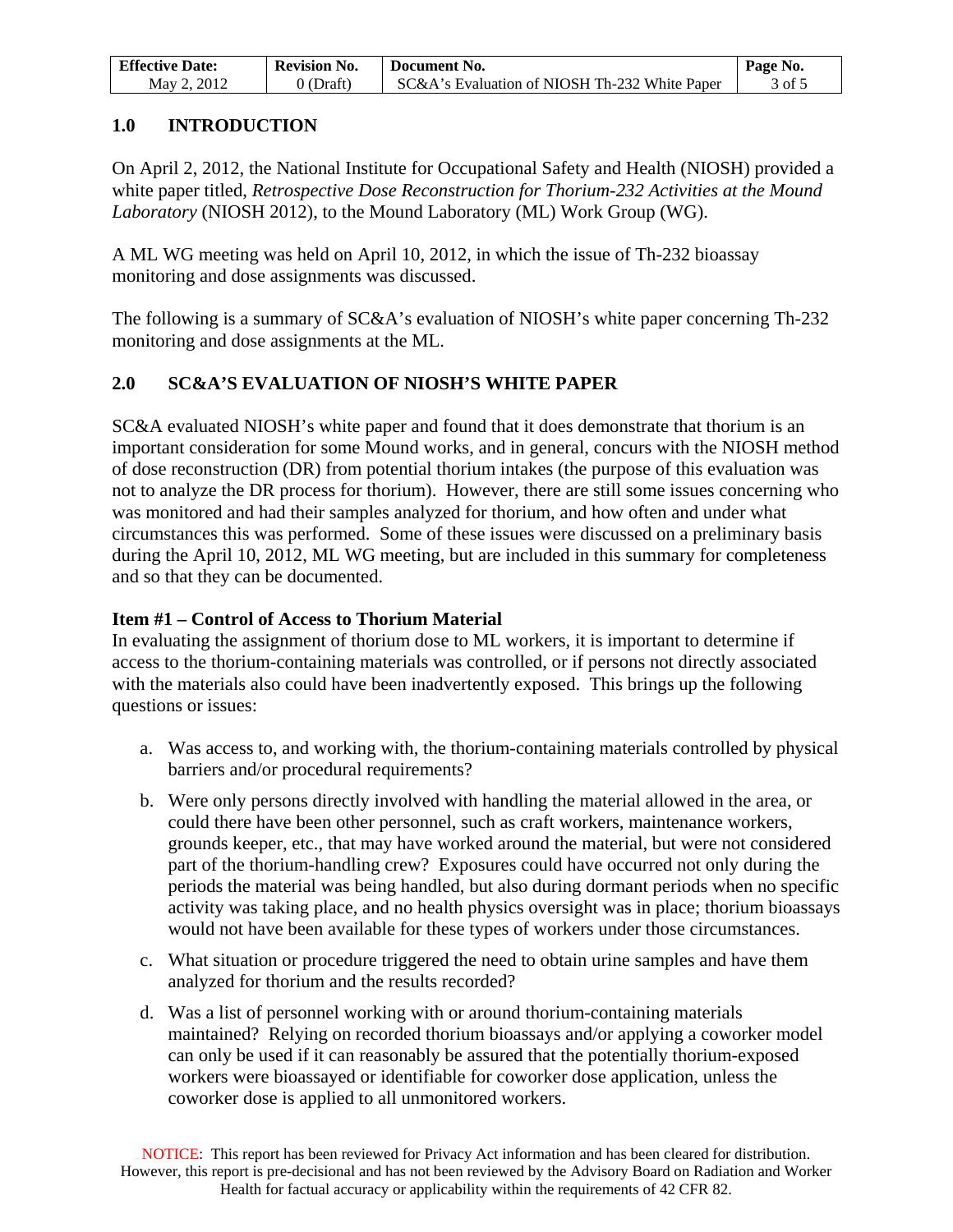## 1.0 INTRODUCTION

On April 2, 2012, the National Institute for Occupational Safety and Health (NIOSH) provided a white paper titled, *Retrospective Dose Reconstruction for Thorium-232 Activities at the Mound Laboratory* (NIOSH 2012), to the Mound Laboratory (ML) Work Group (WG).

A ML WG meeting was held on April 10, 2012, in which the issue of Th-232 bioassay monitoring and dose assignments was discussed.

The following is a summary of SC&A's evaluation of NIOSH's white paper concerning Th-232 monitoring and dose assignments at the ML.

## 2.0 SC&A'S EVALUATION OF NIOSH'S WHITE PAPER

SC&A evaluated NIOSH's white paper and found that it does demonstrate that thorium is an important consideration for some Mound works, and in general, concurs with the NIOSH method of dose reconstruction (DR) from potential thorium intakes (the purpose of this evaluation was not to analyze the DR process for thorium). However, there are still some issues concerning who was monitored and had their samples analyzed for thorium, and how often and under what circumstances this was performed. Some of these issues were discussed on a preliminary basis during the April 10, 2012, ML WG meeting, but are included in this summary for completeness and so that they can be documented.

**Item #1 – Control of Access to Thorium Material**

In evaluating the assignment of thorium dose to ML workers, it is important to determine if access to the thorium-containing materials was controlled, or if persons not directly associated with the materials also could have been inadvertently exposed. This brings up the following questions or issues:

a. Was access to, and working with, the thorium-containing materials controlled by physical barriers and/or procedural requirements?

b. Were only persons directly involved with handling the material allowed in the area, or could there have been other personnel, such as craft workers, maintenance workers, grounds keeper, etc., that may have worked around the material, but were not considered part of the thorium-handling crew? Exposures could have occurred not only during the periods the material was being handled, but also during dormant periods when no specific activity was taking place, and no health physics oversight was in place; thorium bioassays would not have been available for these types of workers under those circumstances.

c. What situation or procedure triggered the need to obtain urine samples and have them analyzed for thorium and the results recorded?

d. Was a list of personnel working with or around thorium-containing materials maintained? Relying on recorded thorium bioassays and/or applying a coworker model can only be used if it can reasonably be assured that the potentially thorium-exposed workers were bioassayed or identifiable for coworker dose application, unless the coworker dose is applied to all unmonitored workers.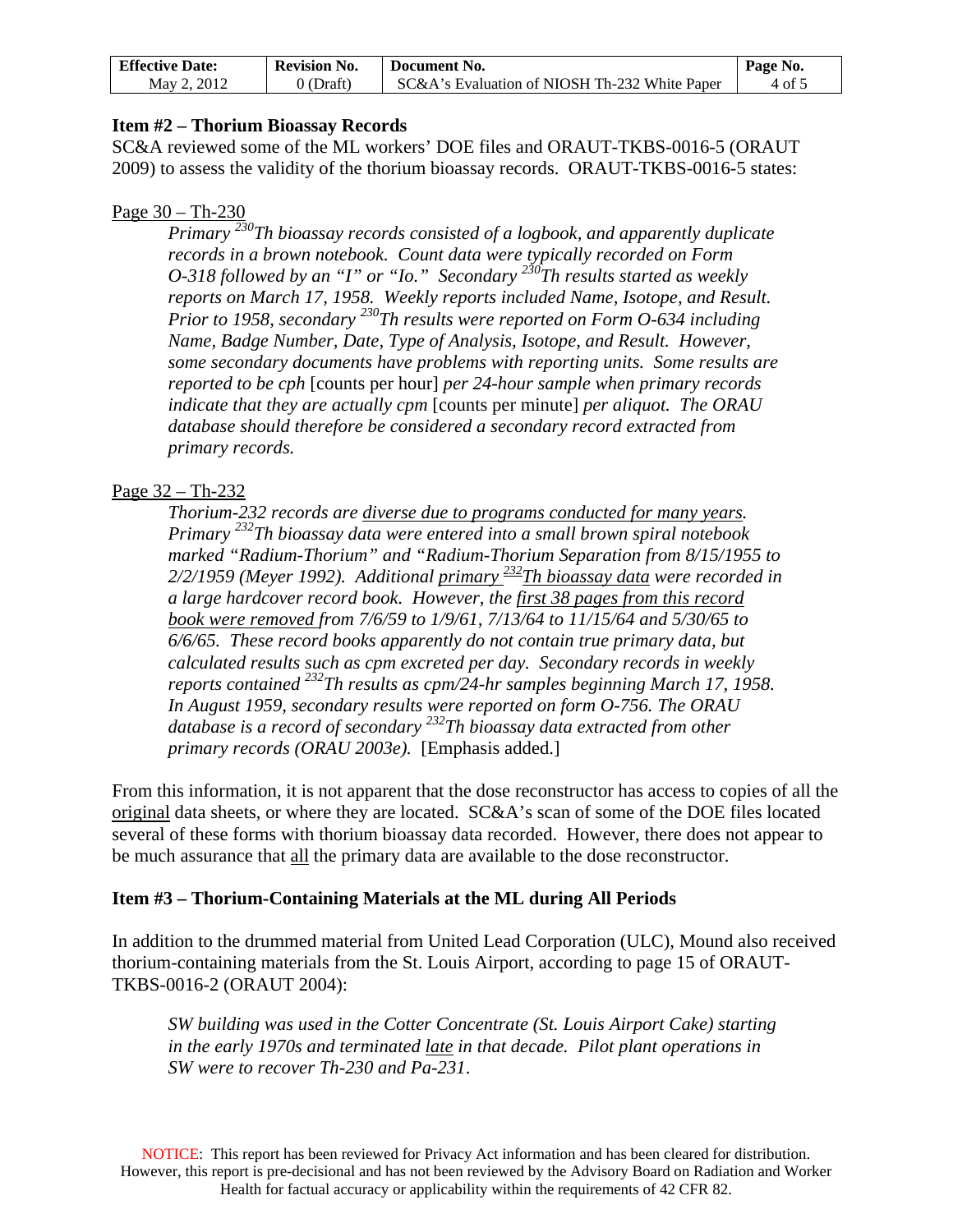### Item #2 – Thorium Bioassay Records

SC&A reviewed some of the ML workers' DOE files and ORAUT-TKBS-0016-5 (ORAUT 2009) to assess the validity of the thorium bioassay records. ORAUT-TKBS-0016-5 states:

<u>Page 30 – Th-230</u>

> *Primary $^{230}$Th bioassay records consisted of a logbook, and apparently duplicate records in a brown notebook. Count data were typically recorded on Form O-318 followed by an "I" or "Io." Secondary $^{230}$Th results started as weekly reports on March 17, 1958. Weekly reports included Name, Isotope, and Result. Prior to 1958, secondary $^{230}$Th results were reported on Form O-634 including Name, Badge Number, Date, Type of Analysis, Isotope, and Result. However, some secondary documents have problems with reporting units. Some results are reported to be cph* [counts per hour] *per 24-hour sample when primary records indicate that they are actually cpm* [counts per minute] *per aliquot. The ORAU database should therefore be considered a secondary record extracted from primary records.*

<u>Page 32 – Th-232</u>

> *Thorium-232 records are <u>diverse due to programs conducted for many years</u>. Primary $^{232}$Th bioassay data were entered into a small brown spiral notebook marked "Radium-Thorium" and "Radium-Thorium Separation from 8/15/1955 to 2/2/1959 (Meyer 1992). Additional <u>primary $^{232}$Th bioassay data</u> were recorded in a large hardcover record book. However, the <u>first 38 pages from this record book were removed</u> from 7/6/59 to 1/9/61, 7/13/64 to 11/15/64 and 5/30/65 to 6/6/65. These record books apparently do not contain true primary data, but calculated results such as cpm excreted per day. Secondary records in weekly reports contained $^{232}$Th results as cpm/24-hr samples beginning March 17, 1958. In August 1959, secondary results were reported on form O-756. The ORAU database is a record of secondary $^{232}$Th bioassay data extracted from other primary records (ORAU 2003e).* [Emphasis added.]

From this information, it is not apparent that the dose reconstructor has access to copies of all the <u>original</u> data sheets, or where they are located. SC&A's scan of some of the DOE files located several of these forms with thorium bioassay data recorded. However, there does not appear to be much assurance that <u>all</u> the primary data are available to the dose reconstructor.

### Item #3 – Thorium-Containing Materials at the ML during All Periods

In addition to the drummed material from United Lead Corporation (ULC), Mound also received thorium-containing materials from the St. Louis Airport, according to page 15 of ORAUT-TKBS-0016-2 (ORAUT 2004):

> *SW building was used in the Cotter Concentrate (St. Louis Airport Cake) starting in the early 1970s and terminated <u>late</u> in that decade. Pilot plant operations in SW were to recover Th-230 and Pa-231.*

NOTICE: This report has been reviewed for Privacy Act information and has been cleared for distribution. However, this report is pre-decisional and has not been reviewed by the Advisory Board on Radiation and Worker Health for factual accuracy or applicability within the requirements of 42 CFR 82.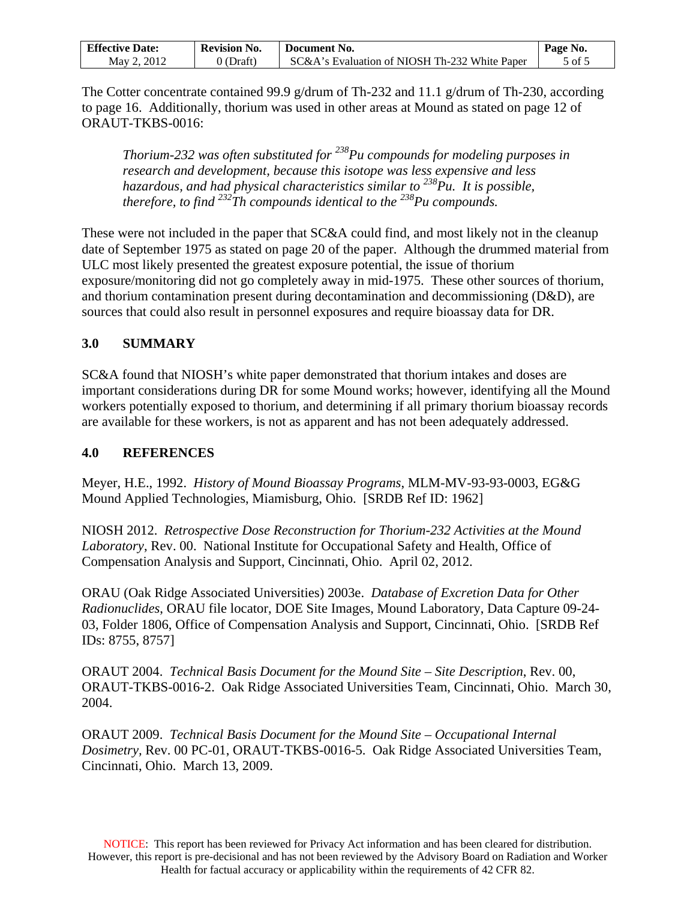The Cotter concentrate contained 99.9 g/drum of Th-232 and 11.1 g/drum of Th-230, according to page 16. Additionally, thorium was used in other areas at Mound as stated on page 12 of ORAUT-TKBS-0016:

> *Thorium-232 was often substituted for $^{238}$Pu compounds for modeling purposes in research and development, because this isotope was less expensive and less hazardous, and had physical characteristics similar to $^{238}$Pu. It is possible, therefore, to find $^{232}$Th compounds identical to the $^{238}$Pu compounds.*

These were not included in the paper that SC&A could find, and most likely not in the cleanup date of September 1975 as stated on page 20 of the paper. Although the drummed material from ULC most likely presented the greatest exposure potential, the issue of thorium exposure/monitoring did not go completely away in mid-1975. These other sources of thorium, and thorium contamination present during decontamination and decommissioning (D&D), are sources that could also result in personnel exposures and require bioassay data for DR.

## 3.0 SUMMARY

SC&A found that NIOSH's white paper demonstrated that thorium intakes and doses are important considerations during DR for some Mound works; however, identifying all the Mound workers potentially exposed to thorium, and determining if all primary thorium bioassay records are available for these workers, is not as apparent and has not been adequately addressed.

## 4.0 REFERENCES

Meyer, H.E., 1992. *History of Mound Bioassay Programs*, MLM-MV-93-93-0003, EG&G Mound Applied Technologies, Miamisburg, Ohio. [SRDB Ref ID: 1962]

NIOSH 2012. *Retrospective Dose Reconstruction for Thorium-232 Activities at the Mound Laboratory*, Rev. 00. National Institute for Occupational Safety and Health, Office of Compensation Analysis and Support, Cincinnati, Ohio. April 02, 2012.

ORAU (Oak Ridge Associated Universities) 2003e. *Database of Excretion Data for Other Radionuclides*, ORAU file locator, DOE Site Images, Mound Laboratory, Data Capture 09-24-03, Folder 1806, Office of Compensation Analysis and Support, Cincinnati, Ohio. [SRDB Ref IDs: 8755, 8757]

ORAUT 2004. *Technical Basis Document for the Mound Site – Site Description*, Rev. 00, ORAUT-TKBS-0016-2. Oak Ridge Associated Universities Team, Cincinnati, Ohio. March 30, 2004.

ORAUT 2009. *Technical Basis Document for the Mound Site – Occupational Internal Dosimetry,* Rev. 00 PC-01, ORAUT-TKBS-0016-5. Oak Ridge Associated Universities Team, Cincinnati, Ohio. March 13, 2009.